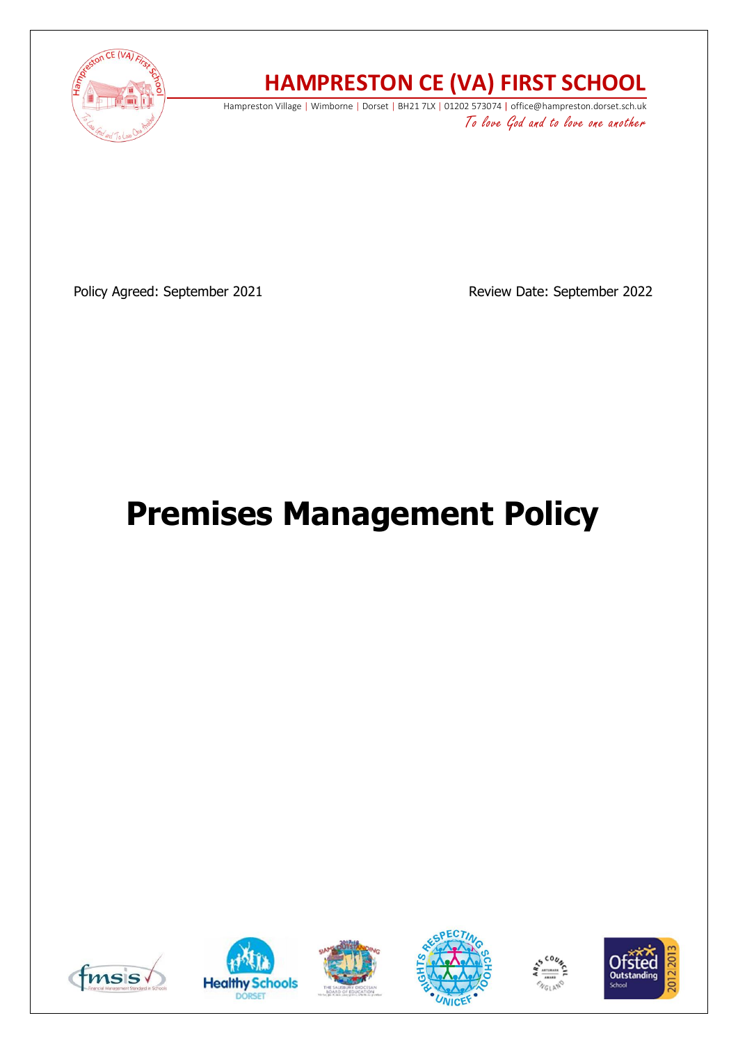# HAMPRESTON CE (VA) FIRST SCHOOL

Hampreston Village | Wimborne | Dorset | BH21 7LX | 01202 573074 | office@hampreston.dorset.sch.uk

*To love God and to love one another*

Policy Agreed: September 2021

Review Date: September 2022

# Premises Management Policy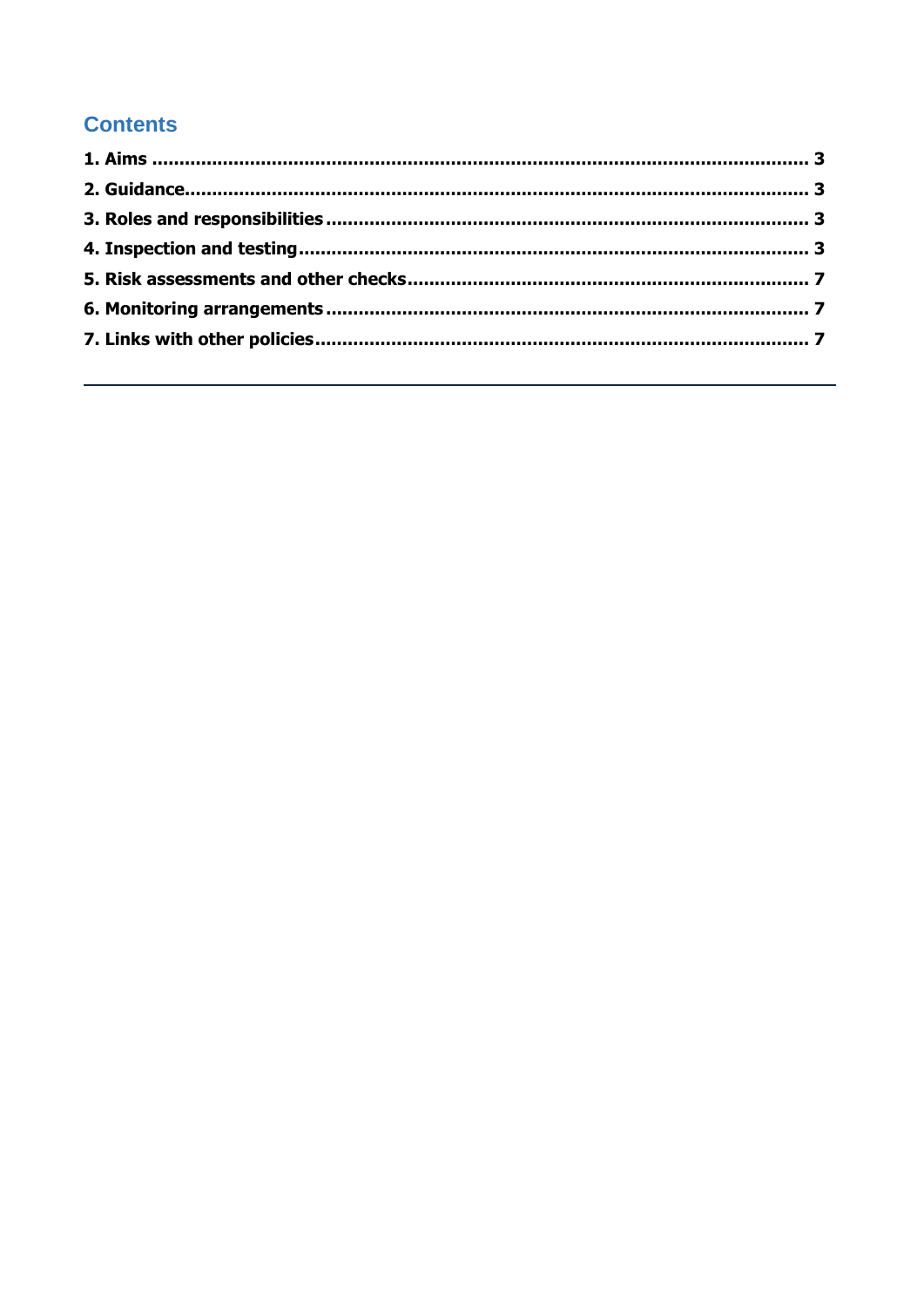## Contents

**1. Aims** .......... 3

**2. Guidance** .......... 3

**3. Roles and responsibilities** .......... 3

**4. Inspection and testing** .......... 3

**5. Risk assessments and other checks** .......... 7

**6. Monitoring arrangements** .......... 7

**7. Links with other policies** .......... 7

---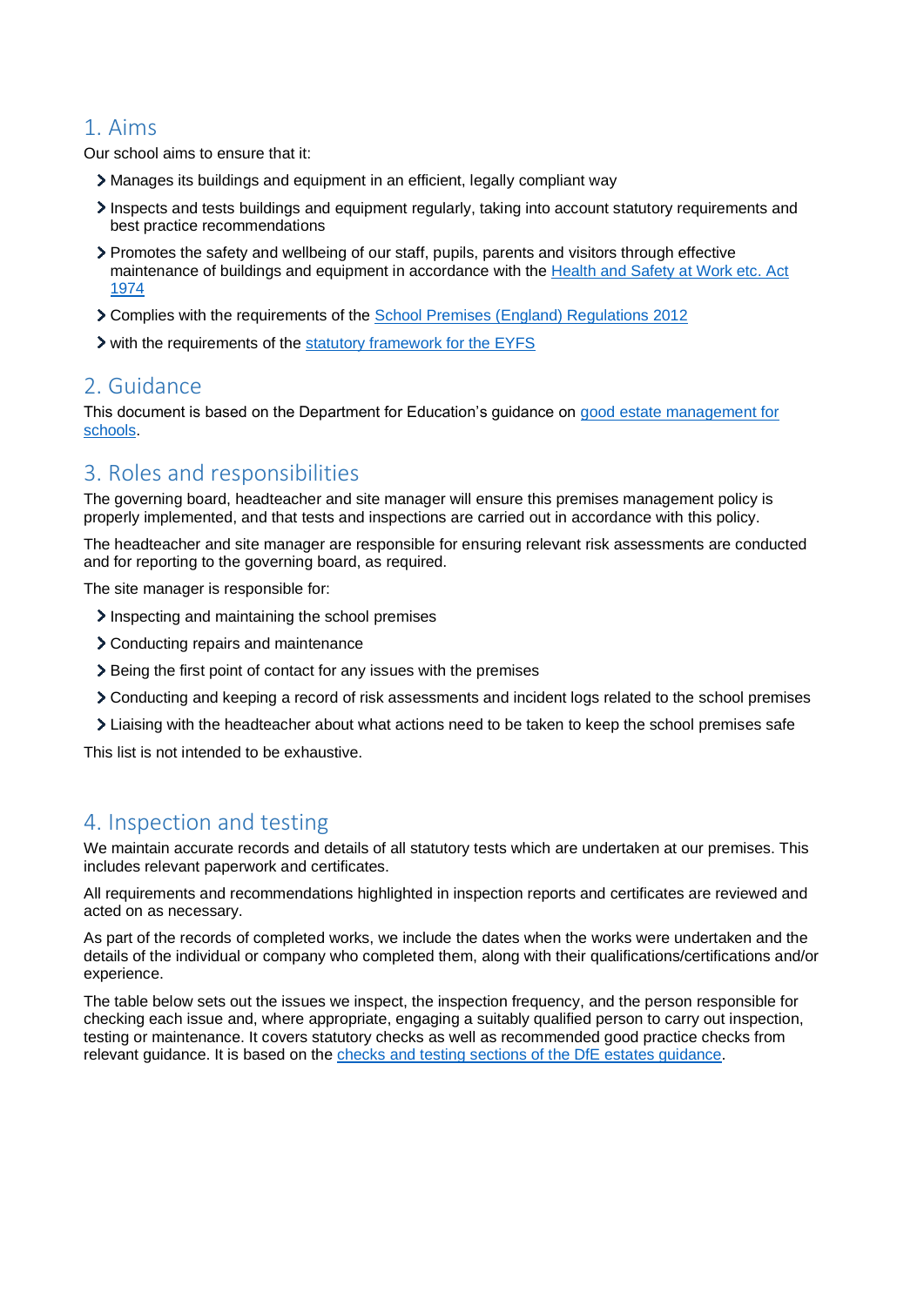## 1. Aims

Our school aims to ensure that it:

- Manages its buildings and equipment in an efficient, legally compliant way
- Inspects and tests buildings and equipment regularly, taking into account statutory requirements and best practice recommendations
- Promotes the safety and wellbeing of our staff, pupils, parents and visitors through effective maintenance of buildings and equipment in accordance with the [Health and Safety at Work etc. Act 1974](#)
- Complies with the requirements of the [School Premises (England) Regulations 2012](#)
- with the requirements of the [statutory framework for the EYFS](#)

## 2. Guidance

This document is based on the Department for Education's guidance on [good estate management for schools](#).

## 3. Roles and responsibilities

The governing board, headteacher and site manager will ensure this premises management policy is properly implemented, and that tests and inspections are carried out in accordance with this policy.

The headteacher and site manager are responsible for ensuring relevant risk assessments are conducted and for reporting to the governing board, as required.

The site manager is responsible for:

- Inspecting and maintaining the school premises
- Conducting repairs and maintenance
- Being the first point of contact for any issues with the premises
- Conducting and keeping a record of risk assessments and incident logs related to the school premises
- Liaising with the headteacher about what actions need to be taken to keep the school premises safe

This list is not intended to be exhaustive.

## 4. Inspection and testing

We maintain accurate records and details of all statutory tests which are undertaken at our premises. This includes relevant paperwork and certificates.

All requirements and recommendations highlighted in inspection reports and certificates are reviewed and acted on as necessary.

As part of the records of completed works, we include the dates when the works were undertaken and the details of the individual or company who completed them, along with their qualifications/certifications and/or experience.

The table below sets out the issues we inspect, the inspection frequency, and the person responsible for checking each issue and, where appropriate, engaging a suitably qualified person to carry out inspection, testing or maintenance. It covers statutory checks as well as recommended good practice checks from relevant guidance. It is based on the [checks and testing sections of the DfE estates guidance](#).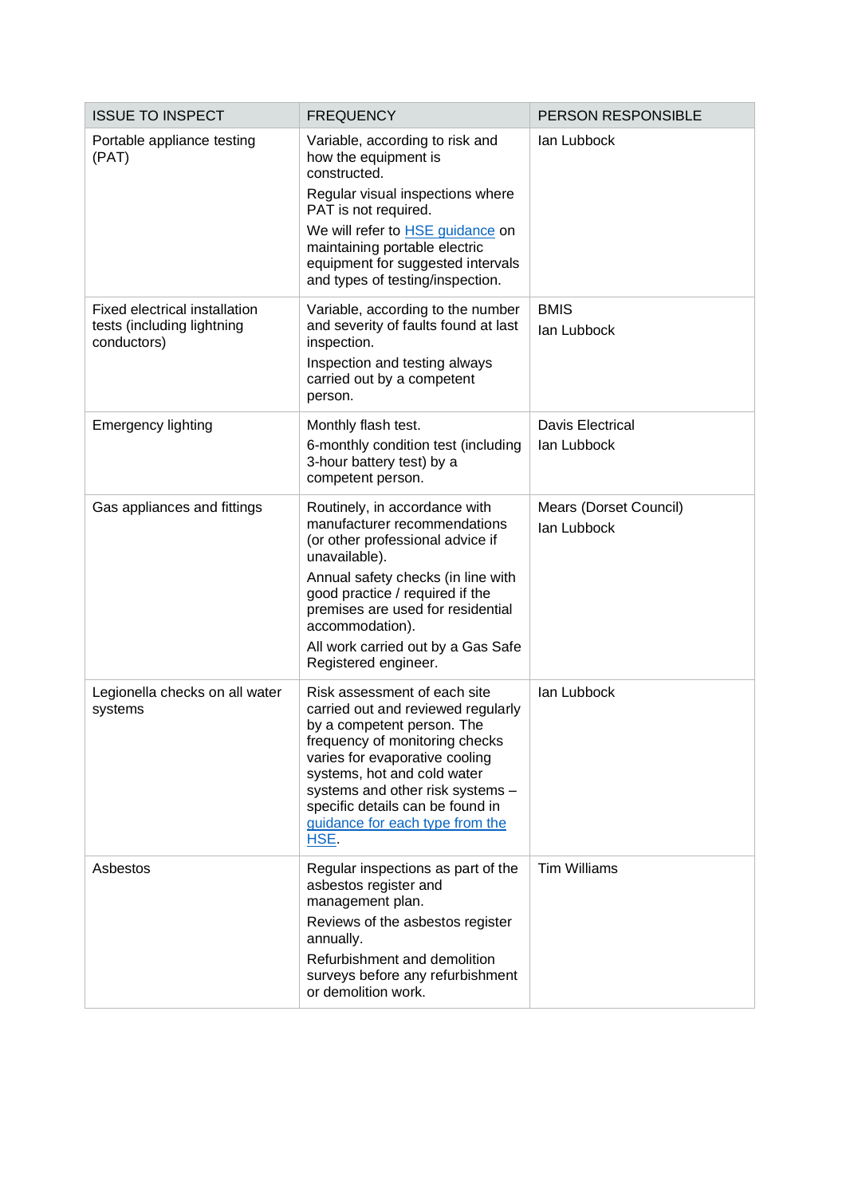| ISSUE TO INSPECT | FREQUENCY | PERSON RESPONSIBLE |
| --- | --- | --- |
| Portable appliance testing (PAT) | Variable, according to risk and how the equipment is constructed.<br>Regular visual inspections where PAT is not required.<br>We will refer to HSE guidance on maintaining portable electric equipment for suggested intervals and types of testing/inspection. | Ian Lubbock |
| Fixed electrical installation tests (including lightning conductors) | Variable, according to the number and severity of faults found at last inspection.<br>Inspection and testing always carried out by a competent person. | BMIS<br>Ian Lubbock |
| Emergency lighting | Monthly flash test.<br>6-monthly condition test (including 3-hour battery test) by a competent person. | Davis Electrical<br>Ian Lubbock |
| Gas appliances and fittings | Routinely, in accordance with manufacturer recommendations (or other professional advice if unavailable).<br>Annual safety checks (in line with good practice / required if the premises are used for residential accommodation).<br>All work carried out by a Gas Safe Registered engineer. | Mears (Dorset Council)<br>Ian Lubbock |
| Legionella checks on all water systems | Risk assessment of each site carried out and reviewed regularly by a competent person. The frequency of monitoring checks varies for evaporative cooling systems, hot and cold water systems and other risk systems – specific details can be found in guidance for each type from the HSE. | Ian Lubbock |
| Asbestos | Regular inspections as part of the asbestos register and management plan.<br>Reviews of the asbestos register annually.<br>Refurbishment and demolition surveys before any refurbishment or demolition work. | Tim Williams |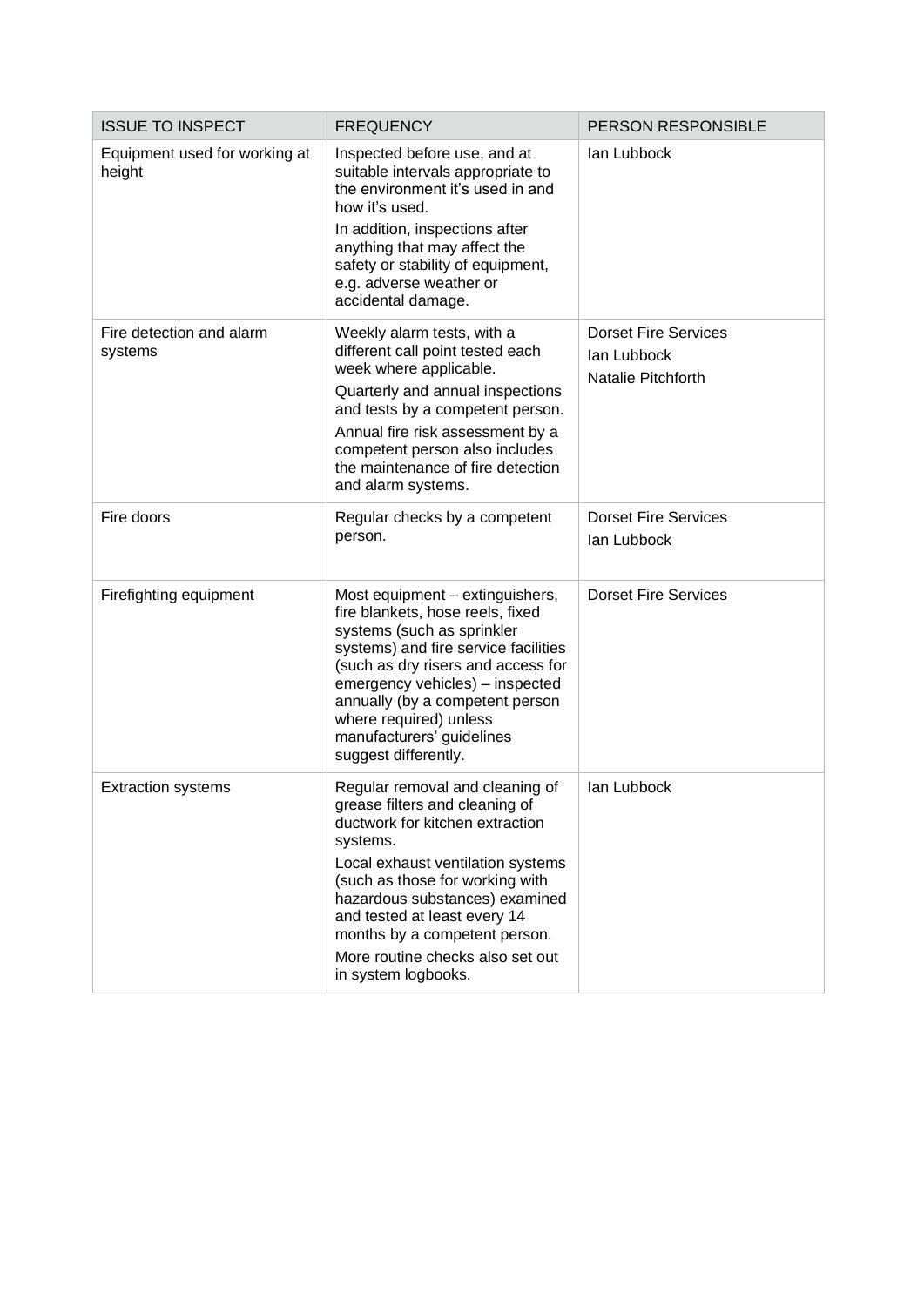| ISSUE TO INSPECT | FREQUENCY | PERSON RESPONSIBLE |
|---|---|---|
| Equipment used for working at height | Inspected before use, and at suitable intervals appropriate to the environment it's used in and how it's used.<br>In addition, inspections after anything that may affect the safety or stability of equipment, e.g. adverse weather or accidental damage. | Ian Lubbock |
| Fire detection and alarm systems | Weekly alarm tests, with a different call point tested each week where applicable.<br>Quarterly and annual inspections and tests by a competent person.<br>Annual fire risk assessment by a competent person also includes the maintenance of fire detection and alarm systems. | Dorset Fire Services<br>Ian Lubbock<br>Natalie Pitchforth |
| Fire doors | Regular checks by a competent person. | Dorset Fire Services<br>Ian Lubbock |
| Firefighting equipment | Most equipment – extinguishers, fire blankets, hose reels, fixed systems (such as sprinkler systems) and fire service facilities (such as dry risers and access for emergency vehicles) – inspected annually (by a competent person where required) unless manufacturers' guidelines suggest differently. | Dorset Fire Services |
| Extraction systems | Regular removal and cleaning of grease filters and cleaning of ductwork for kitchen extraction systems.<br>Local exhaust ventilation systems (such as those for working with hazardous substances) examined and tested at least every 14 months by a competent person.<br>More routine checks also set out in system logbooks. | Ian Lubbock |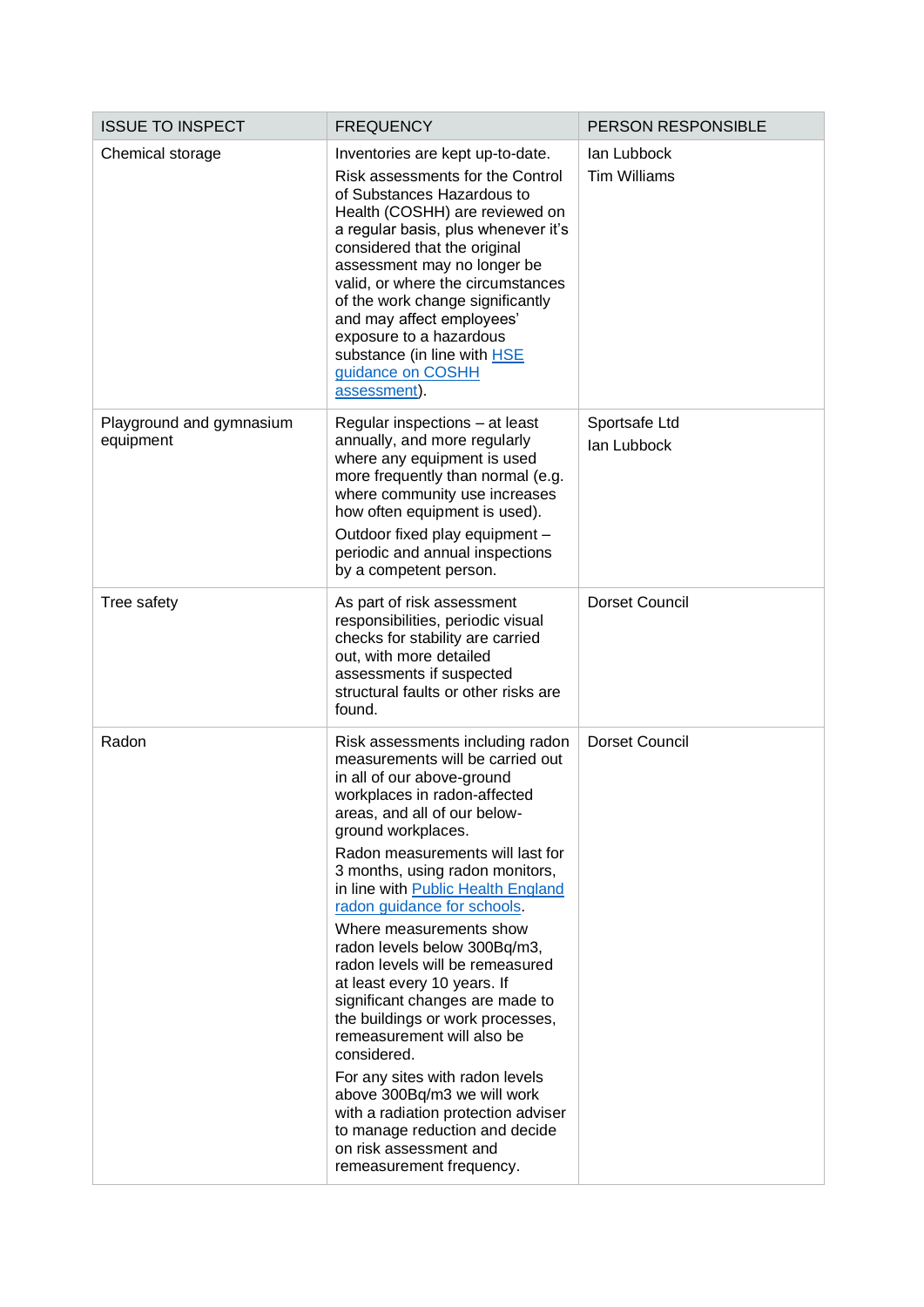| ISSUE TO INSPECT | FREQUENCY | PERSON RESPONSIBLE |
|---|---|---|
| Chemical storage | Inventories are kept up-to-date.<br>Risk assessments for the Control of Substances Hazardous to Health (COSHH) are reviewed on a regular basis, plus whenever it's considered that the original assessment may no longer be valid, or where the circumstances of the work change significantly and may affect employees' exposure to a hazardous substance (in line with HSE guidance on COSHH assessment). | Ian Lubbock<br>Tim Williams |
| Playground and gymnasium equipment | Regular inspections – at least annually, and more regularly where any equipment is used more frequently than normal (e.g. where community use increases how often equipment is used).<br>Outdoor fixed play equipment – periodic and annual inspections by a competent person. | Sportsafe Ltd<br>Ian Lubbock |
| Tree safety | As part of risk assessment responsibilities, periodic visual checks for stability are carried out, with more detailed assessments if suspected structural faults or other risks are found. | Dorset Council |
| Radon | Risk assessments including radon measurements will be carried out in all of our above-ground workplaces in radon-affected areas, and all of our below-ground workplaces.<br>Radon measurements will last for 3 months, using radon monitors, in line with Public Health England radon guidance for schools.<br>Where measurements show radon levels below 300Bq/m3, radon levels will be remeasured at least every 10 years. If significant changes are made to the buildings or work processes, remeasurement will also be considered.<br>For any sites with radon levels above 300Bq/m3 we will work with a radiation protection adviser to manage reduction and decide on risk assessment and remeasurement frequency. | Dorset Council |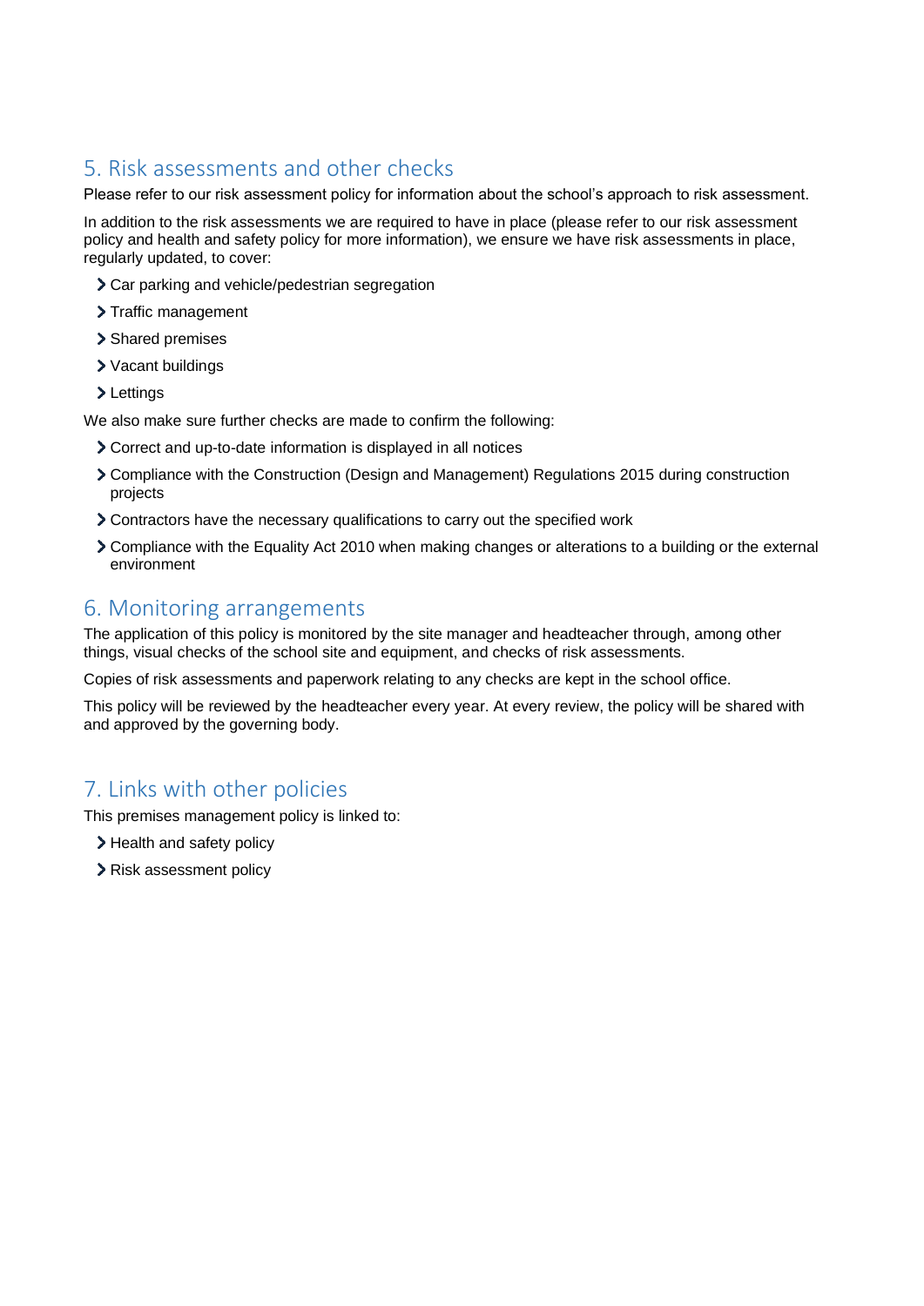## 5. Risk assessments and other checks

Please refer to our risk assessment policy for information about the school's approach to risk assessment.

In addition to the risk assessments we are required to have in place (please refer to our risk assessment policy and health and safety policy for more information), we ensure we have risk assessments in place, regularly updated, to cover:

- Car parking and vehicle/pedestrian segregation
- Traffic management
- Shared premises
- Vacant buildings
- Lettings

We also make sure further checks are made to confirm the following:

- Correct and up-to-date information is displayed in all notices
- Compliance with the Construction (Design and Management) Regulations 2015 during construction projects
- Contractors have the necessary qualifications to carry out the specified work
- Compliance with the Equality Act 2010 when making changes or alterations to a building or the external environment

## 6. Monitoring arrangements

The application of this policy is monitored by the site manager and headteacher through, among other things, visual checks of the school site and equipment, and checks of risk assessments.

Copies of risk assessments and paperwork relating to any checks are kept in the school office.

This policy will be reviewed by the headteacher every year. At every review, the policy will be shared with and approved by the governing body.

## 7. Links with other policies

This premises management policy is linked to:

- Health and safety policy
- Risk assessment policy